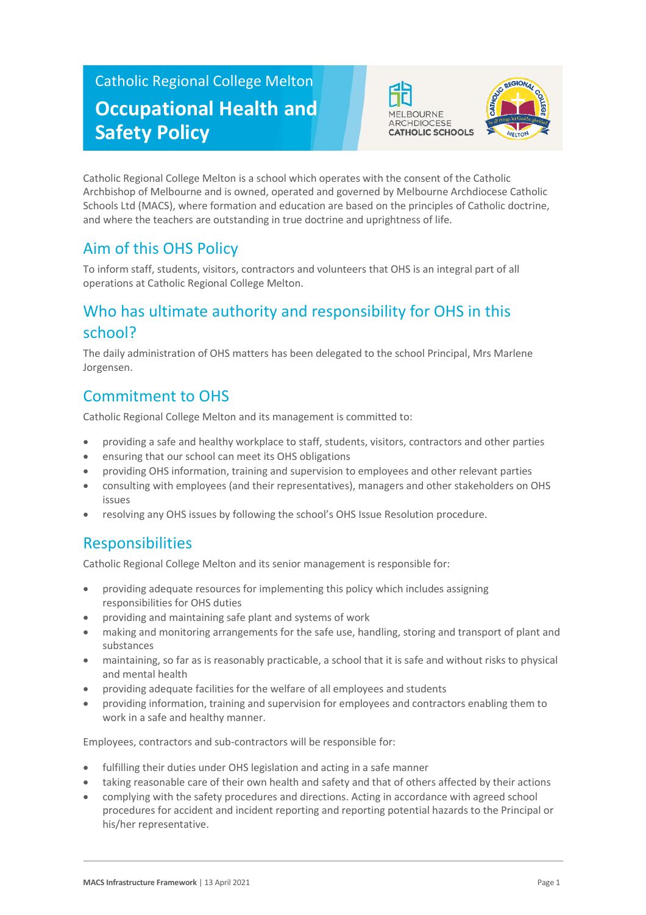Catholic Regional College Melton

# Occupational Health and Safety Policy

Catholic Regional College Melton is a school which operates with the consent of the Catholic Archbishop of Melbourne and is owned, operated and governed by Melbourne Archdiocese Catholic Schools Ltd (MACS), where formation and education are based on the principles of Catholic doctrine, and where the teachers are outstanding in true doctrine and uprightness of life.

## Aim of this OHS Policy

To inform staff, students, visitors, contractors and volunteers that OHS is an integral part of all operations at Catholic Regional College Melton.

## Who has ultimate authority and responsibility for OHS in this school?

The daily administration of OHS matters has been delegated to the school Principal, Mrs Marlene Jorgensen.

## Commitment to OHS

Catholic Regional College Melton and its management is committed to:

- providing a safe and healthy workplace to staff, students, visitors, contractors and other parties
- ensuring that our school can meet its OHS obligations
- providing OHS information, training and supervision to employees and other relevant parties
- consulting with employees (and their representatives), managers and other stakeholders on OHS issues
- resolving any OHS issues by following the school's OHS Issue Resolution procedure.

## Responsibilities

Catholic Regional College Melton and its senior management is responsible for:

- providing adequate resources for implementing this policy which includes assigning responsibilities for OHS duties
- providing and maintaining safe plant and systems of work
- making and monitoring arrangements for the safe use, handling, storing and transport of plant and substances
- maintaining, so far as is reasonably practicable, a school that it is safe and without risks to physical and mental health
- providing adequate facilities for the welfare of all employees and students
- providing information, training and supervision for employees and contractors enabling them to work in a safe and healthy manner.

Employees, contractors and sub-contractors will be responsible for:

- fulfilling their duties under OHS legislation and acting in a safe manner
- taking reasonable care of their own health and safety and that of others affected by their actions
- complying with the safety procedures and directions. Acting in accordance with agreed school procedures for accident and incident reporting and reporting potential hazards to the Principal or his/her representative.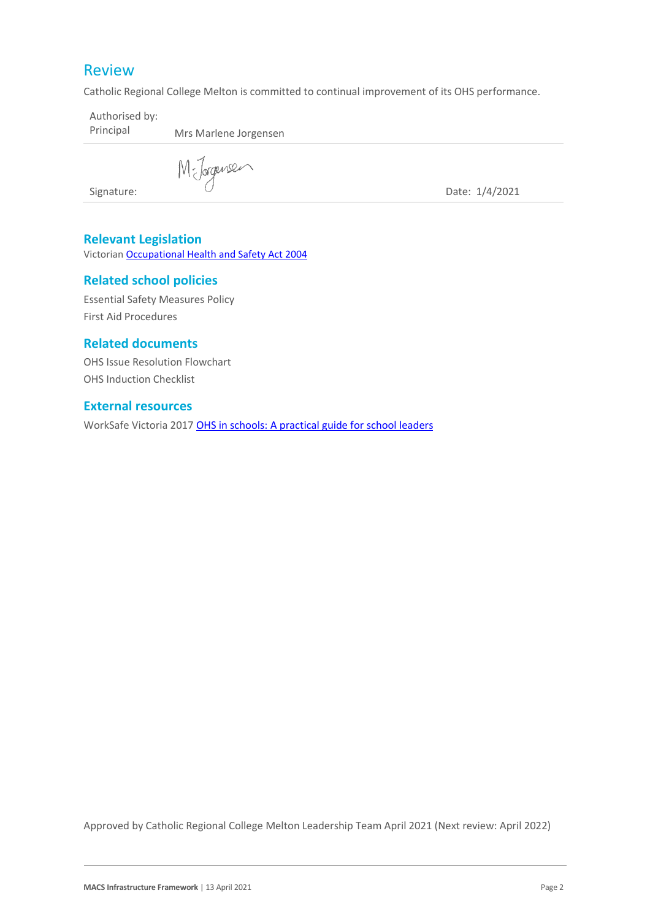## Review

Catholic Regional College Melton is committed to continual improvement of its OHS performance.

| | | |
|---|---|---|
| Authorised by: Principal | Mrs Marlene Jorgensen | |
| Signature: | M Jorgensen | Date: 1/4/2021 |

## Relevant Legislation

Victorian Occupational Health and Safety Act 2004

## Related school policies

Essential Safety Measures Policy

First Aid Procedures

## Related documents

OHS Issue Resolution Flowchart

OHS Induction Checklist

## External resources

WorkSafe Victoria 2017 OHS in schools: A practical guide for school leaders

Approved by Catholic Regional College Melton Leadership Team April 2021 (Next review: April 2022)